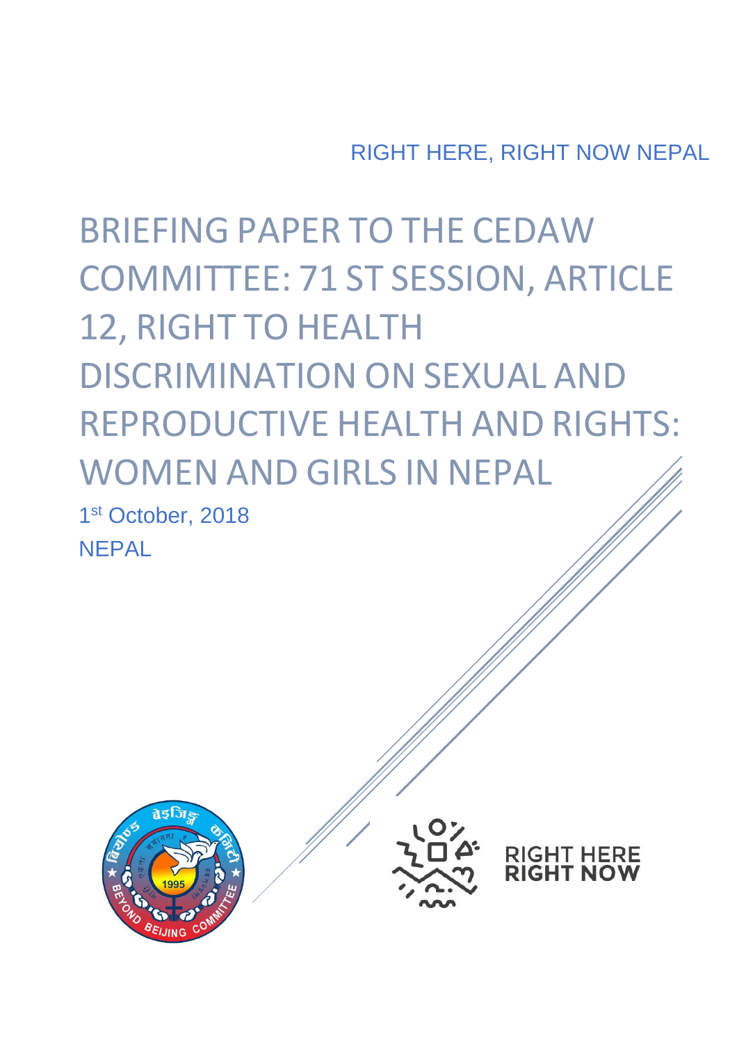RIGHT HERE, RIGHT NOW NEPAL

# BRIEFING PAPER TO THE CEDAW COMMITTEE: 71 ST SESSION, ARTICLE 12, RIGHT TO HEALTH DISCRIMINATION ON SEXUAL AND REPRODUCTIVE HEALTH AND RIGHTS: WOMEN AND GIRLS IN NEPAL

1st October, 2018

NEPAL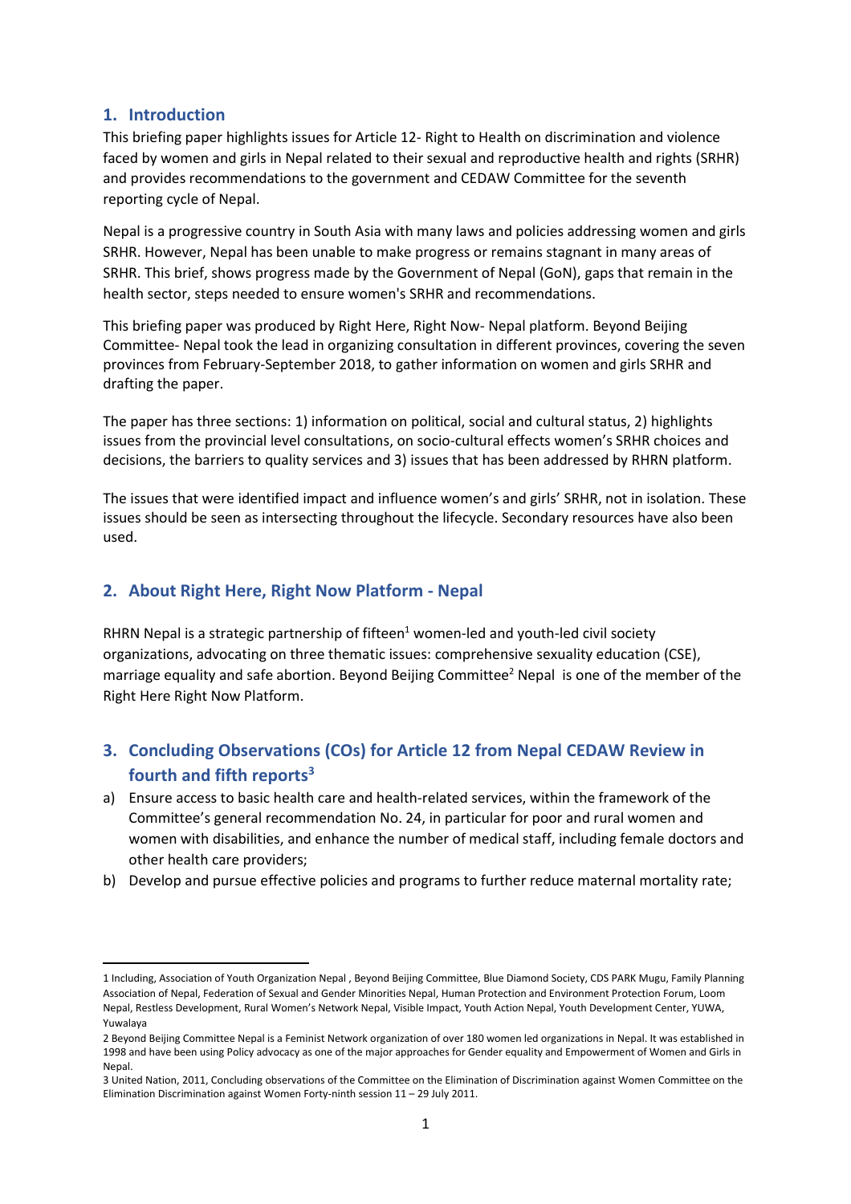## 1. Introduction

This briefing paper highlights issues for Article 12- Right to Health on discrimination and violence faced by women and girls in Nepal related to their sexual and reproductive health and rights (SRHR) and provides recommendations to the government and CEDAW Committee for the seventh reporting cycle of Nepal.

Nepal is a progressive country in South Asia with many laws and policies addressing women and girls SRHR. However, Nepal has been unable to make progress or remains stagnant in many areas of SRHR. This brief, shows progress made by the Government of Nepal (GoN), gaps that remain in the health sector, steps needed to ensure women's SRHR and recommendations.

This briefing paper was produced by Right Here, Right Now- Nepal platform. Beyond Beijing Committee- Nepal took the lead in organizing consultation in different provinces, covering the seven provinces from February-September 2018, to gather information on women and girls SRHR and drafting the paper.

The paper has three sections: 1) information on political, social and cultural status, 2) highlights issues from the provincial level consultations, on socio-cultural effects women's SRHR choices and decisions, the barriers to quality services and 3) issues that has been addressed by RHRN platform.

The issues that were identified impact and influence women's and girls' SRHR, not in isolation. These issues should be seen as intersecting throughout the lifecycle. Secondary resources have also been used.

## 2. About Right Here, Right Now Platform - Nepal

RHRN Nepal is a strategic partnership of fifteen[1] women-led and youth-led civil society organizations, advocating on three thematic issues: comprehensive sexuality education (CSE), marriage equality and safe abortion. Beyond Beijing Committee[2] Nepal is one of the member of the Right Here Right Now Platform.

## 3. Concluding Observations (COs) for Article 12 from Nepal CEDAW Review in fourth and fifth reports[3]

a) Ensure access to basic health care and health-related services, within the framework of the Committee's general recommendation No. 24, in particular for poor and rural women and women with disabilities, and enhance the number of medical staff, including female doctors and other health care providers;

b) Develop and pursue effective policies and programs to further reduce maternal mortality rate;

---

1 Including, Association of Youth Organization Nepal , Beyond Beijing Committee, Blue Diamond Society, CDS PARK Mugu, Family Planning Association of Nepal, Federation of Sexual and Gender Minorities Nepal, Human Protection and Environment Protection Forum, Loom Nepal, Restless Development, Rural Women's Network Nepal, Visible Impact, Youth Action Nepal, Youth Development Center, YUWA, Yuwalaya

2 Beyond Beijing Committee Nepal is a Feminist Network organization of over 180 women led organizations in Nepal. It was established in 1998 and have been using Policy advocacy as one of the major approaches for Gender equality and Empowerment of Women and Girls in Nepal.

3 United Nation, 2011, Concluding observations of the Committee on the Elimination of Discrimination against Women Committee on the Elimination Discrimination against Women Forty-ninth session 11 – 29 July 2011.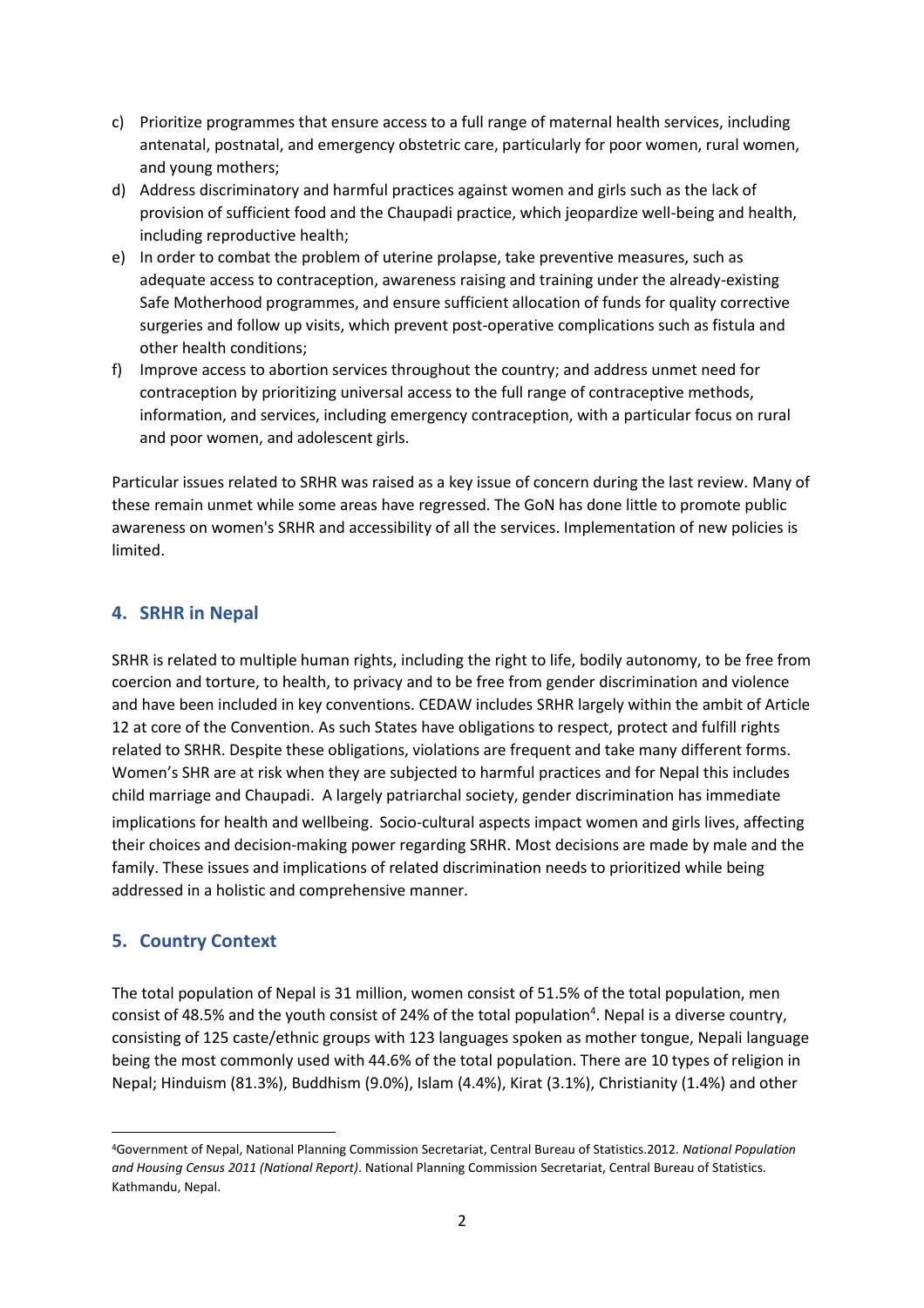c) Prioritize programmes that ensure access to a full range of maternal health services, including antenatal, postnatal, and emergency obstetric care, particularly for poor women, rural women, and young mothers;
d) Address discriminatory and harmful practices against women and girls such as the lack of provision of sufficient food and the Chaupadi practice, which jeopardize well-being and health, including reproductive health;
e) In order to combat the problem of uterine prolapse, take preventive measures, such as adequate access to contraception, awareness raising and training under the already-existing Safe Motherhood programmes, and ensure sufficient allocation of funds for quality corrective surgeries and follow up visits, which prevent post-operative complications such as fistula and other health conditions;
f) Improve access to abortion services throughout the country; and address unmet need for contraception by prioritizing universal access to the full range of contraceptive methods, information, and services, including emergency contraception, with a particular focus on rural and poor women, and adolescent girls.

Particular issues related to SRHR was raised as a key issue of concern during the last review. Many of these remain unmet while some areas have regressed. The GoN has done little to promote public awareness on women's SRHR and accessibility of all the services. Implementation of new policies is limited.

## 4. SRHR in Nepal

SRHR is related to multiple human rights, including the right to life, bodily autonomy, to be free from coercion and torture, to health, to privacy and to be free from gender discrimination and violence and have been included in key conventions. CEDAW includes SRHR largely within the ambit of Article 12 at core of the Convention. As such States have obligations to respect, protect and fulfill rights related to SRHR. Despite these obligations, violations are frequent and take many different forms. Women's SHR are at risk when they are subjected to harmful practices and for Nepal this includes child marriage and Chaupadi. A largely patriarchal society, gender discrimination has immediate implications for health and wellbeing. Socio-cultural aspects impact women and girls lives, affecting their choices and decision-making power regarding SRHR. Most decisions are made by male and the family. These issues and implications of related discrimination needs to prioritized while being addressed in a holistic and comprehensive manner.

## 5. Country Context

The total population of Nepal is 31 million, women consist of 51.5% of the total population, men consist of 48.5% and the youth consist of 24% of the total population[4]. Nepal is a diverse country, consisting of 125 caste/ethnic groups with 123 languages spoken as mother tongue, Nepali language being the most commonly used with 44.6% of the total population. There are 10 types of religion in Nepal; Hinduism (81.3%), Buddhism (9.0%), Islam (4.4%), Kirat (3.1%), Christianity (1.4%) and other

[4] Government of Nepal, National Planning Commission Secretariat, Central Bureau of Statistics.2012. *National Population and Housing Census 2011 (National Report)*. National Planning Commission Secretariat, Central Bureau of Statistics. Kathmandu, Nepal.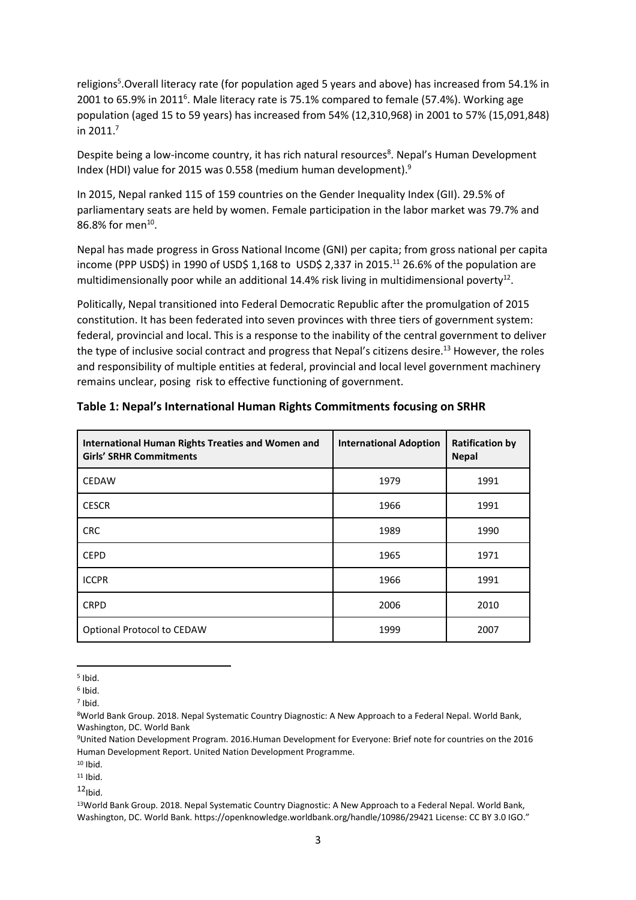religions[5].Overall literacy rate (for population aged 5 years and above) has increased from 54.1% in 2001 to 65.9% in 2011[6]. Male literacy rate is 75.1% compared to female (57.4%). Working age population (aged 15 to 59 years) has increased from 54% (12,310,968) in 2001 to 57% (15,091,848) in 2011.[7]

Despite being a low-income country, it has rich natural resources[8]. Nepal's Human Development Index (HDI) value for 2015 was 0.558 (medium human development).[9]

In 2015, Nepal ranked 115 of 159 countries on the Gender Inequality Index (GII). 29.5% of parliamentary seats are held by women. Female participation in the labor market was 79.7% and 86.8% for men[10].

Nepal has made progress in Gross National Income (GNI) per capita; from gross national per capita income (PPP USD$) in 1990 of USD$ 1,168 to USD$ 2,337 in 2015.[11] 26.6% of the population are multidimensionally poor while an additional 14.4% risk living in multidimensional poverty[12].

Politically, Nepal transitioned into Federal Democratic Republic after the promulgation of 2015 constitution. It has been federated into seven provinces with three tiers of government system: federal, provincial and local. This is a response to the inability of the central government to deliver the type of inclusive social contract and progress that Nepal's citizens desire.[13] However, the roles and responsibility of multiple entities at federal, provincial and local level government machinery remains unclear, posing risk to effective functioning of government.

**Table 1: Nepal's International Human Rights Commitments focusing on SRHR**

| International Human Rights Treaties and Women and Girls' SRHR Commitments | International Adoption | Ratification by Nepal |
|---|---|---|
| CEDAW | 1979 | 1991 |
| CESCR | 1966 | 1991 |
| CRC | 1989 | 1990 |
| CEPD | 1965 | 1971 |
| ICCPR | 1966 | 1991 |
| CRPD | 2006 | 2010 |
| Optional Protocol to CEDAW | 1999 | 2007 |

[5] Ibid.

[6] Ibid.

[7] Ibid.

[8] World Bank Group. 2018. Nepal Systematic Country Diagnostic: A New Approach to a Federal Nepal. World Bank, Washington, DC. World Bank

[9] United Nation Development Program. 2016.Human Development for Everyone: Brief note for countries on the 2016 Human Development Report. United Nation Development Programme.

[10] Ibid.

[11] Ibid.

[12] Ibid.

[13] World Bank Group. 2018. Nepal Systematic Country Diagnostic: A New Approach to a Federal Nepal. World Bank, Washington, DC. World Bank. https://openknowledge.worldbank.org/handle/10986/29421 License: CC BY 3.0 IGO."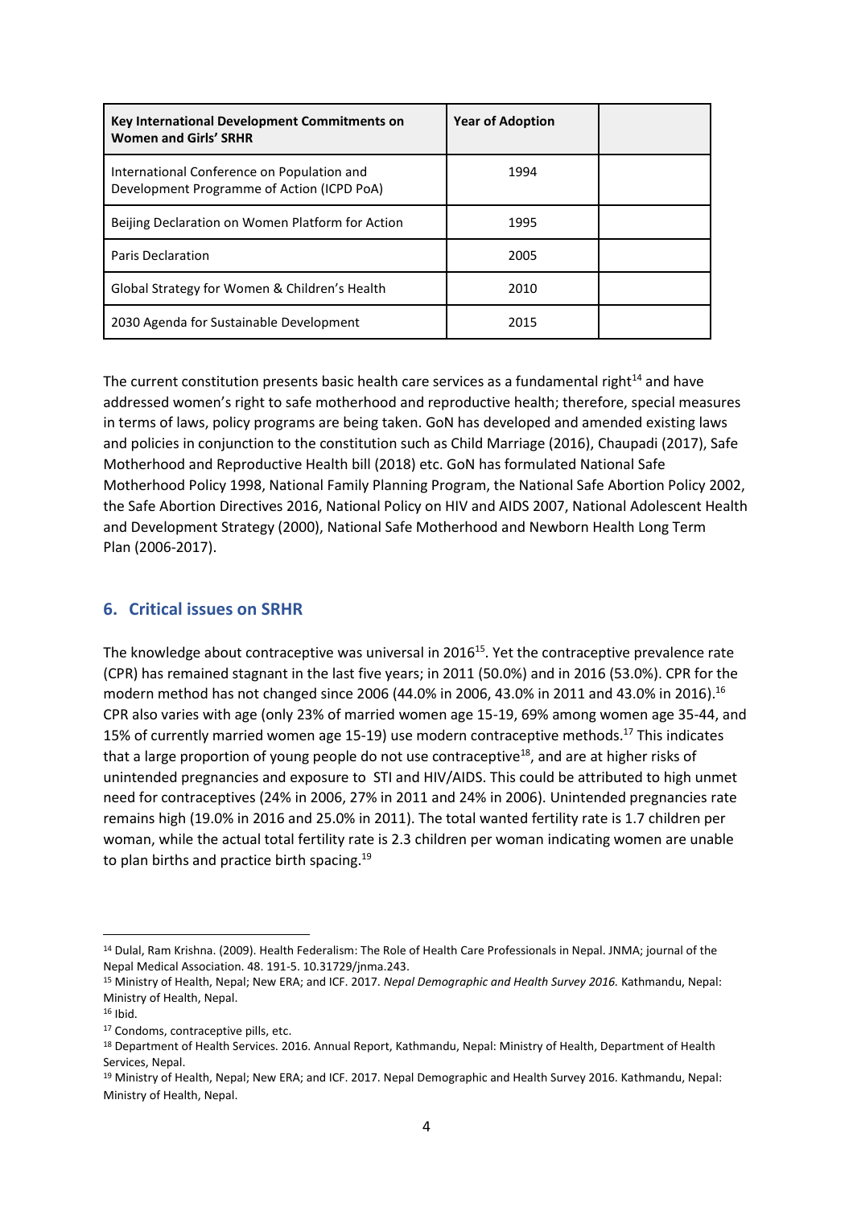| Key International Development Commitments on Women and Girls' SRHR | Year of Adoption | |
|---|---|---|
| International Conference on Population and Development Programme of Action (ICPD PoA) | 1994 | |
| Beijing Declaration on Women Platform for Action | 1995 | |
| Paris Declaration | 2005 | |
| Global Strategy for Women & Children's Health | 2010 | |
| 2030 Agenda for Sustainable Development | 2015 | |

The current constitution presents basic health care services as a fundamental right[14] and have addressed women's right to safe motherhood and reproductive health; therefore, special measures in terms of laws, policy programs are being taken. GoN has developed and amended existing laws and policies in conjunction to the constitution such as Child Marriage (2016), Chaupadi (2017), Safe Motherhood and Reproductive Health bill (2018) etc. GoN has formulated National Safe Motherhood Policy 1998, National Family Planning Program, the National Safe Abortion Policy 2002, the Safe Abortion Directives 2016, National Policy on HIV and AIDS 2007, National Adolescent Health and Development Strategy (2000), National Safe Motherhood and Newborn Health Long Term Plan (2006-2017).

## 6. Critical issues on SRHR

The knowledge about contraceptive was universal in 2016[15]. Yet the contraceptive prevalence rate (CPR) has remained stagnant in the last five years; in 2011 (50.0%) and in 2016 (53.0%). CPR for the modern method has not changed since 2006 (44.0% in 2006, 43.0% in 2011 and 43.0% in 2016).[16] CPR also varies with age (only 23% of married women age 15-19, 69% among women age 35-44, and 15% of currently married women age 15-19) use modern contraceptive methods.[17] This indicates that a large proportion of young people do not use contraceptive[18], and are at higher risks of unintended pregnancies and exposure to STI and HIV/AIDS. This could be attributed to high unmet need for contraceptives (24% in 2006, 27% in 2011 and 24% in 2006). Unintended pregnancies rate remains high (19.0% in 2016 and 25.0% in 2011). The total wanted fertility rate is 1.7 children per woman, while the actual total fertility rate is 2.3 children per woman indicating women are unable to plan births and practice birth spacing.[19]

---

[14] Dulal, Ram Krishna. (2009). Health Federalism: The Role of Health Care Professionals in Nepal. JNMA; journal of the Nepal Medical Association. 48. 191-5. 10.31729/jnma.243.

[15] Ministry of Health, Nepal; New ERA; and ICF. 2017. *Nepal Demographic and Health Survey 2016.* Kathmandu, Nepal: Ministry of Health, Nepal.

[16] Ibid.

[17] Condoms, contraceptive pills, etc.

[18] Department of Health Services. 2016. Annual Report, Kathmandu, Nepal: Ministry of Health, Department of Health Services, Nepal.

[19] Ministry of Health, Nepal; New ERA; and ICF. 2017. Nepal Demographic and Health Survey 2016. Kathmandu, Nepal: Ministry of Health, Nepal.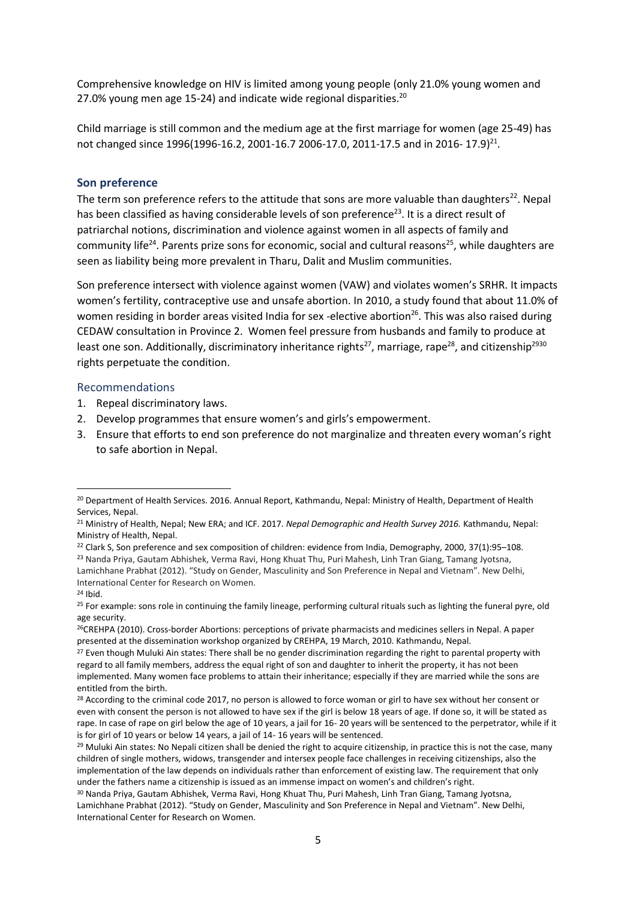Comprehensive knowledge on HIV is limited among young people (only 21.0% young women and 27.0% young men age 15-24) and indicate wide regional disparities.[20]

Child marriage is still common and the medium age at the first marriage for women (age 25-49) has not changed since 1996(1996-16.2, 2001-16.7 2006-17.0, 2011-17.5 and in 2016- 17.9)[21].

## Son preference

The term son preference refers to the attitude that sons are more valuable than daughters[22]. Nepal has been classified as having considerable levels of son preference[23]. It is a direct result of patriarchal notions, discrimination and violence against women in all aspects of family and community life[24]. Parents prize sons for economic, social and cultural reasons[25], while daughters are seen as liability being more prevalent in Tharu, Dalit and Muslim communities.

Son preference intersect with violence against women (VAW) and violates women's SRHR. It impacts women's fertility, contraceptive use and unsafe abortion. In 2010, a study found that about 11.0% of women residing in border areas visited India for sex -elective abortion[26]. This was also raised during CEDAW consultation in Province 2. Women feel pressure from husbands and family to produce at least one son. Additionally, discriminatory inheritance rights[27], marriage, rape[28], and citizenship[29][30] rights perpetuate the condition.

### Recommendations

1. Repeal discriminatory laws.
2. Develop programmes that ensure women's and girls's empowerment.
3. Ensure that efforts to end son preference do not marginalize and threaten every woman's right to safe abortion in Nepal.

---

[20] Department of Health Services. 2016. Annual Report, Kathmandu, Nepal: Ministry of Health, Department of Health Services, Nepal.

[21] Ministry of Health, Nepal; New ERA; and ICF. 2017. *Nepal Demographic and Health Survey 2016.* Kathmandu, Nepal: Ministry of Health, Nepal.

[22] Clark S, Son preference and sex composition of children: evidence from India, Demography, 2000, 37(1):95–108.

[23] Nanda Priya, Gautam Abhishek, Verma Ravi, Hong Khuat Thu, Puri Mahesh, Linh Tran Giang, Tamang Jyotsna, Lamichhane Prabhat (2012). "Study on Gender, Masculinity and Son Preference in Nepal and Vietnam". New Delhi, International Center for Research on Women.

[24] Ibid.

[25] For example: sons role in continuing the family lineage, performing cultural rituals such as lighting the funeral pyre, old age security.

[26] CREHPA (2010). Cross-border Abortions: perceptions of private pharmacists and medicines sellers in Nepal. A paper presented at the dissemination workshop organized by CREHPA, 19 March, 2010. Kathmandu, Nepal.

[27] Even though Muluki Ain states: There shall be no gender discrimination regarding the right to parental property with regard to all family members, address the equal right of son and daughter to inherit the property, it has not been implemented. Many women face problems to attain their inheritance; especially if they are married while the sons are entitled from the birth.

[28] According to the criminal code 2017, no person is allowed to force woman or girl to have sex without her consent or even with consent the person is not allowed to have sex if the girl is below 18 years of age. If done so, it will be stated as rape. In case of rape on girl below the age of 10 years, a jail for 16- 20 years will be sentenced to the perpetrator, while if it is for girl of 10 years or below 14 years, a jail of 14- 16 years will be sentenced.

[29] Muluki Ain states: No Nepali citizen shall be denied the right to acquire citizenship, in practice this is not the case, many children of single mothers, widows, transgender and intersex people face challenges in receiving citizenships, also the implementation of the law depends on individuals rather than enforcement of existing law. The requirement that only under the fathers name a citizenship is issued as an immense impact on women's and children's right.

[30] Nanda Priya, Gautam Abhishek, Verma Ravi, Hong Khuat Thu, Puri Mahesh, Linh Tran Giang, Tamang Jyotsna, Lamichhane Prabhat (2012). "Study on Gender, Masculinity and Son Preference in Nepal and Vietnam". New Delhi, International Center for Research on Women.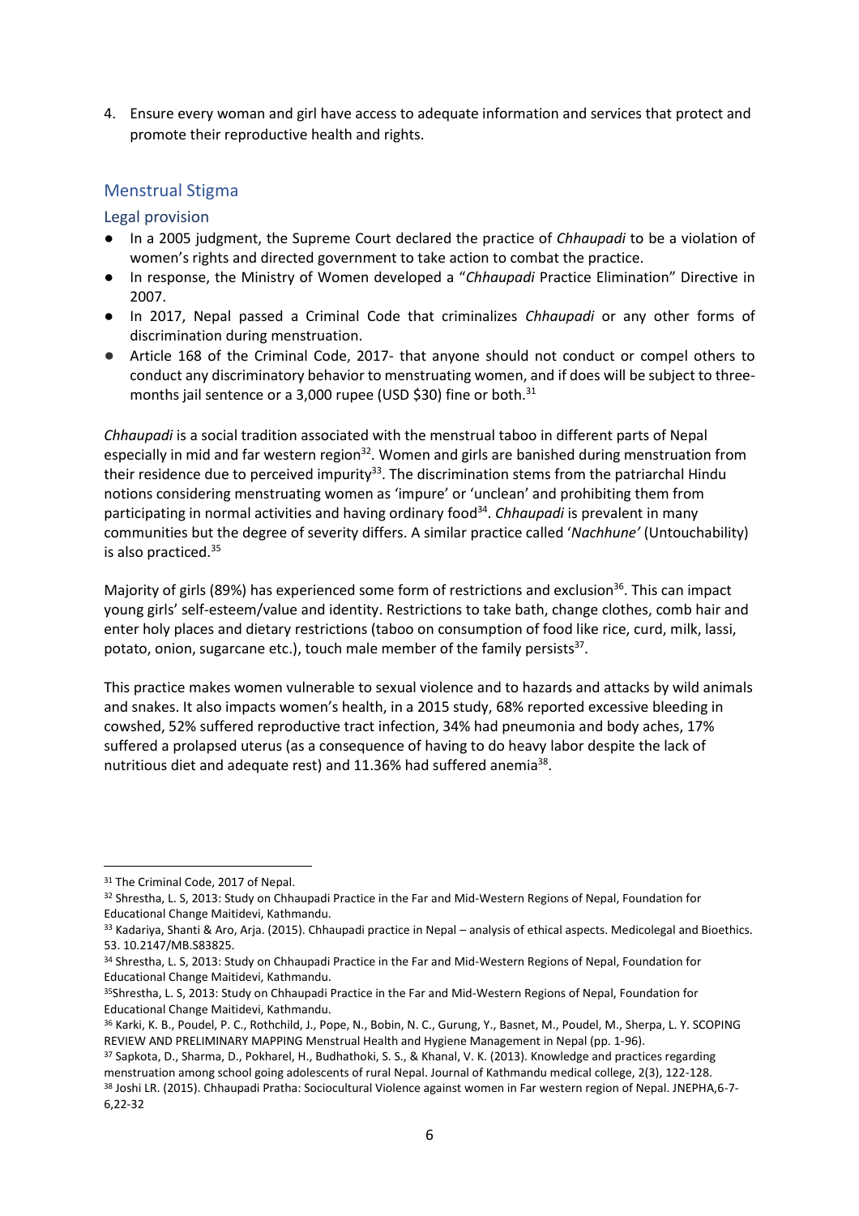4. Ensure every woman and girl have access to adequate information and services that protect and promote their reproductive health and rights.

## Menstrual Stigma

### Legal provision

- In a 2005 judgment, the Supreme Court declared the practice of *Chhaupadi* to be a violation of women's rights and directed government to take action to combat the practice.
- In response, the Ministry of Women developed a "*Chhaupadi* Practice Elimination" Directive in 2007.
- In 2017, Nepal passed a Criminal Code that criminalizes *Chhaupadi* or any other forms of discrimination during menstruation.
- Article 168 of the Criminal Code, 2017- that anyone should not conduct or compel others to conduct any discriminatory behavior to menstruating women, and if does will be subject to three-months jail sentence or a 3,000 rupee (USD $30) fine or both.[31]

*Chhaupadi* is a social tradition associated with the menstrual taboo in different parts of Nepal especially in mid and far western region[32]. Women and girls are banished during menstruation from their residence due to perceived impurity[33]. The discrimination stems from the patriarchal Hindu notions considering menstruating women as 'impure' or 'unclean' and prohibiting them from participating in normal activities and having ordinary food[34]. *Chhaupadi* is prevalent in many communities but the degree of severity differs. A similar practice called '*Nachhune'* (Untouchability) is also practiced.[35]

Majority of girls (89%) has experienced some form of restrictions and exclusion[36]. This can impact young girls' self-esteem/value and identity. Restrictions to take bath, change clothes, comb hair and enter holy places and dietary restrictions (taboo on consumption of food like rice, curd, milk, lassi, potato, onion, sugarcane etc.), touch male member of the family persists[37].

This practice makes women vulnerable to sexual violence and to hazards and attacks by wild animals and snakes. It also impacts women's health, in a 2015 study, 68% reported excessive bleeding in cowshed, 52% suffered reproductive tract infection, 34% had pneumonia and body aches, 17% suffered a prolapsed uterus (as a consequence of having to do heavy labor despite the lack of nutritious diet and adequate rest) and 11.36% had suffered anemia[38].

---

[31] The Criminal Code, 2017 of Nepal.

[32] Shrestha, L. S, 2013: Study on Chhaupadi Practice in the Far and Mid-Western Regions of Nepal, Foundation for Educational Change Maitidevi, Kathmandu.

[33] Kadariya, Shanti & Aro, Arja. (2015). Chhaupadi practice in Nepal – analysis of ethical aspects. Medicolegal and Bioethics. 53. 10.2147/MB.S83825.

[34] Shrestha, L. S, 2013: Study on Chhaupadi Practice in the Far and Mid-Western Regions of Nepal, Foundation for Educational Change Maitidevi, Kathmandu.

[35] Shrestha, L. S, 2013: Study on Chhaupadi Practice in the Far and Mid-Western Regions of Nepal, Foundation for Educational Change Maitidevi, Kathmandu.

[36] Karki, K. B., Poudel, P. C., Rothchild, J., Pope, N., Bobin, N. C., Gurung, Y., Basnet, M., Poudel, M., Sherpa, L. Y. SCOPING REVIEW AND PRELIMINARY MAPPING Menstrual Health and Hygiene Management in Nepal (pp. 1-96).

[37] Sapkota, D., Sharma, D., Pokharel, H., Budhathoki, S. S., & Khanal, V. K. (2013). Knowledge and practices regarding menstruation among school going adolescents of rural Nepal. Journal of Kathmandu medical college, 2(3), 122-128.

[38] Joshi LR. (2015). Chhaupadi Pratha: Sociocultural Violence against women in Far western region of Nepal. JNEPHA,6-7-6,22-32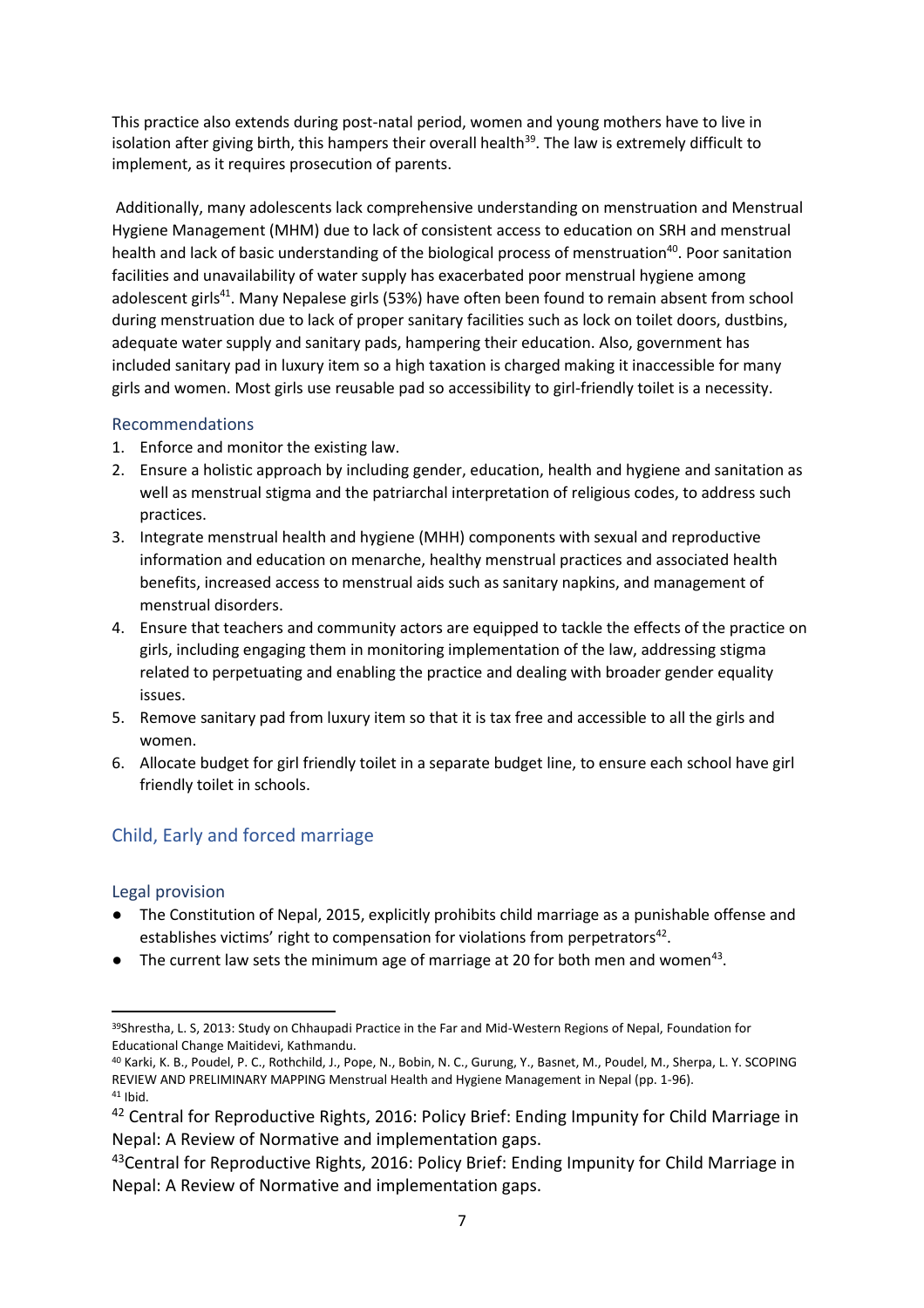This practice also extends during post-natal period, women and young mothers have to live in isolation after giving birth, this hampers their overall health[39]. The law is extremely difficult to implement, as it requires prosecution of parents.

Additionally, many adolescents lack comprehensive understanding on menstruation and Menstrual Hygiene Management (MHM) due to lack of consistent access to education on SRH and menstrual health and lack of basic understanding of the biological process of menstruation[40]. Poor sanitation facilities and unavailability of water supply has exacerbated poor menstrual hygiene among adolescent girls[41]. Many Nepalese girls (53%) have often been found to remain absent from school during menstruation due to lack of proper sanitary facilities such as lock on toilet doors, dustbins, adequate water supply and sanitary pads, hampering their education. Also, government has included sanitary pad in luxury item so a high taxation is charged making it inaccessible for many girls and women. Most girls use reusable pad so accessibility to girl-friendly toilet is a necessity.

### Recommendations

1. Enforce and monitor the existing law.
2. Ensure a holistic approach by including gender, education, health and hygiene and sanitation as well as menstrual stigma and the patriarchal interpretation of religious codes, to address such practices.
3. Integrate menstrual health and hygiene (MHH) components with sexual and reproductive information and education on menarche, healthy menstrual practices and associated health benefits, increased access to menstrual aids such as sanitary napkins, and management of menstrual disorders.
4. Ensure that teachers and community actors are equipped to tackle the effects of the practice on girls, including engaging them in monitoring implementation of the law, addressing stigma related to perpetuating and enabling the practice and dealing with broader gender equality issues.
5. Remove sanitary pad from luxury item so that it is tax free and accessible to all the girls and women.
6. Allocate budget for girl friendly toilet in a separate budget line, to ensure each school have girl friendly toilet in schools.

## Child, Early and forced marriage

### Legal provision

- The Constitution of Nepal, 2015, explicitly prohibits child marriage as a punishable offense and establishes victims' right to compensation for violations from perpetrators[42].
- The current law sets the minimum age of marriage at 20 for both men and women[43].

---

[39] Shrestha, L. S, 2013: Study on Chhaupadi Practice in the Far and Mid-Western Regions of Nepal, Foundation for Educational Change Maitidevi, Kathmandu.

[40] Karki, K. B., Poudel, P. C., Rothchild, J., Pope, N., Bobin, N. C., Gurung, Y., Basnet, M., Poudel, M., Sherpa, L. Y. SCOPING REVIEW AND PRELIMINARY MAPPING Menstrual Health and Hygiene Management in Nepal (pp. 1-96).

[41] Ibid.

[42] Central for Reproductive Rights, 2016: Policy Brief: Ending Impunity for Child Marriage in Nepal: A Review of Normative and implementation gaps.

[43] Central for Reproductive Rights, 2016: Policy Brief: Ending Impunity for Child Marriage in Nepal: A Review of Normative and implementation gaps.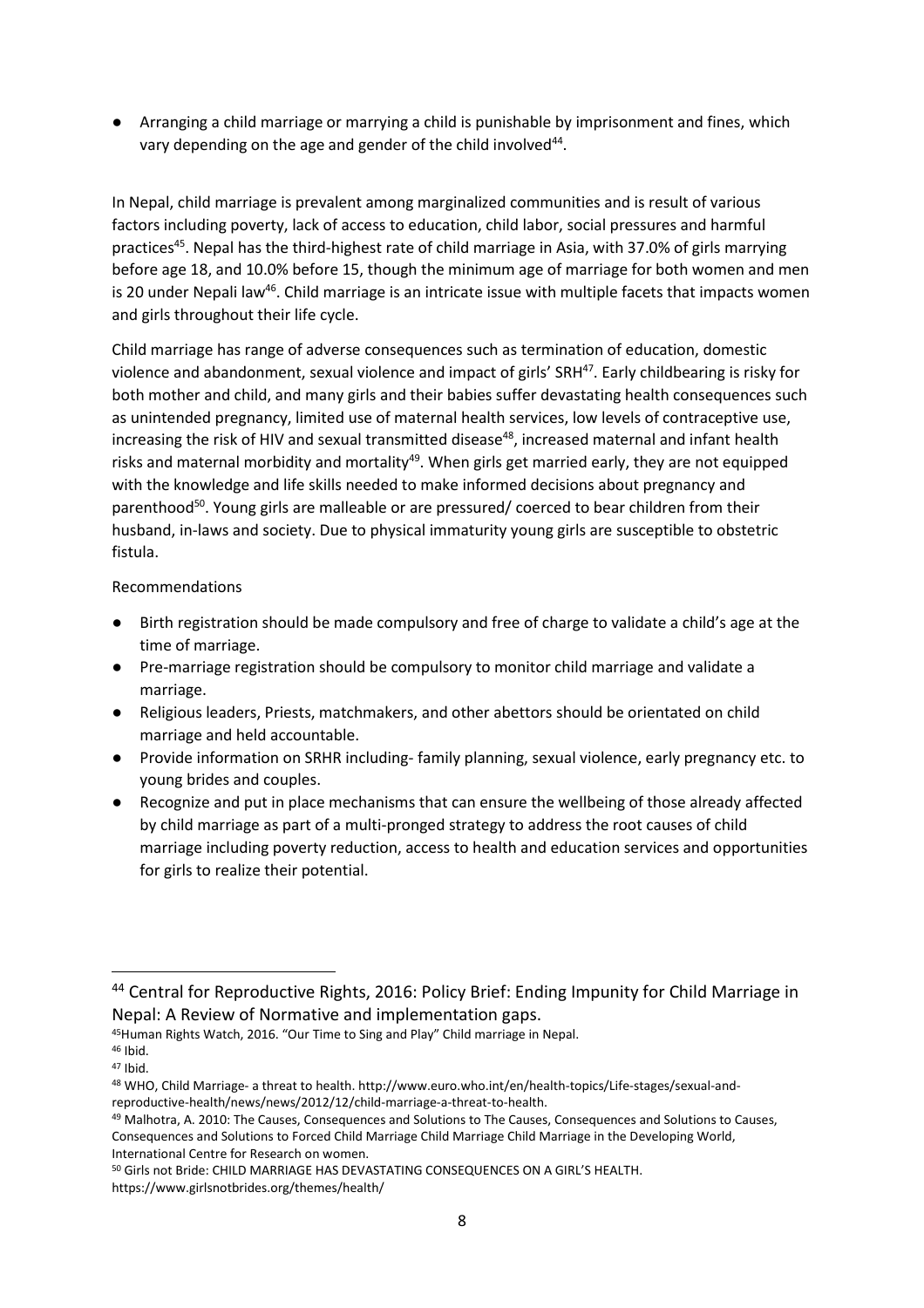- Arranging a child marriage or marrying a child is punishable by imprisonment and fines, which vary depending on the age and gender of the child involved[44].

In Nepal, child marriage is prevalent among marginalized communities and is result of various factors including poverty, lack of access to education, child labor, social pressures and harmful practices[45]. Nepal has the third-highest rate of child marriage in Asia, with 37.0% of girls marrying before age 18, and 10.0% before 15, though the minimum age of marriage for both women and men is 20 under Nepali law[46]. Child marriage is an intricate issue with multiple facets that impacts women and girls throughout their life cycle.

Child marriage has range of adverse consequences such as termination of education, domestic violence and abandonment, sexual violence and impact of girls' SRH[47]. Early childbearing is risky for both mother and child, and many girls and their babies suffer devastating health consequences such as unintended pregnancy, limited use of maternal health services, low levels of contraceptive use, increasing the risk of HIV and sexual transmitted disease[48], increased maternal and infant health risks and maternal morbidity and mortality[49]. When girls get married early, they are not equipped with the knowledge and life skills needed to make informed decisions about pregnancy and parenthood[50]. Young girls are malleable or are pressured/ coerced to bear children from their husband, in-laws and society. Due to physical immaturity young girls are susceptible to obstetric fistula.

Recommendations

- Birth registration should be made compulsory and free of charge to validate a child's age at the time of marriage.
- Pre-marriage registration should be compulsory to monitor child marriage and validate a marriage.
- Religious leaders, Priests, matchmakers, and other abettors should be orientated on child marriage and held accountable.
- Provide information on SRHR including- family planning, sexual violence, early pregnancy etc. to young brides and couples.
- Recognize and put in place mechanisms that can ensure the wellbeing of those already affected by child marriage as part of a multi-pronged strategy to address the root causes of child marriage including poverty reduction, access to health and education services and opportunities for girls to realize their potential.

---

[44] Central for Reproductive Rights, 2016: Policy Brief: Ending Impunity for Child Marriage in Nepal: A Review of Normative and implementation gaps.

[45] Human Rights Watch, 2016. "Our Time to Sing and Play" Child marriage in Nepal.

[46] Ibid.

[47] Ibid.

[48] WHO, Child Marriage- a threat to health. http://www.euro.who.int/en/health-topics/Life-stages/sexual-and-reproductive-health/news/news/2012/12/child-marriage-a-threat-to-health.

[49] Malhotra, A. 2010: The Causes, Consequences and Solutions to The Causes, Consequences and Solutions to Causes, Consequences and Solutions to Forced Child Marriage Child Marriage Child Marriage in the Developing World, International Centre for Research on women.

[50] Girls not Bride: CHILD MARRIAGE HAS DEVASTATING CONSEQUENCES ON A GIRL'S HEALTH. https://www.girlsnotbrides.org/themes/health/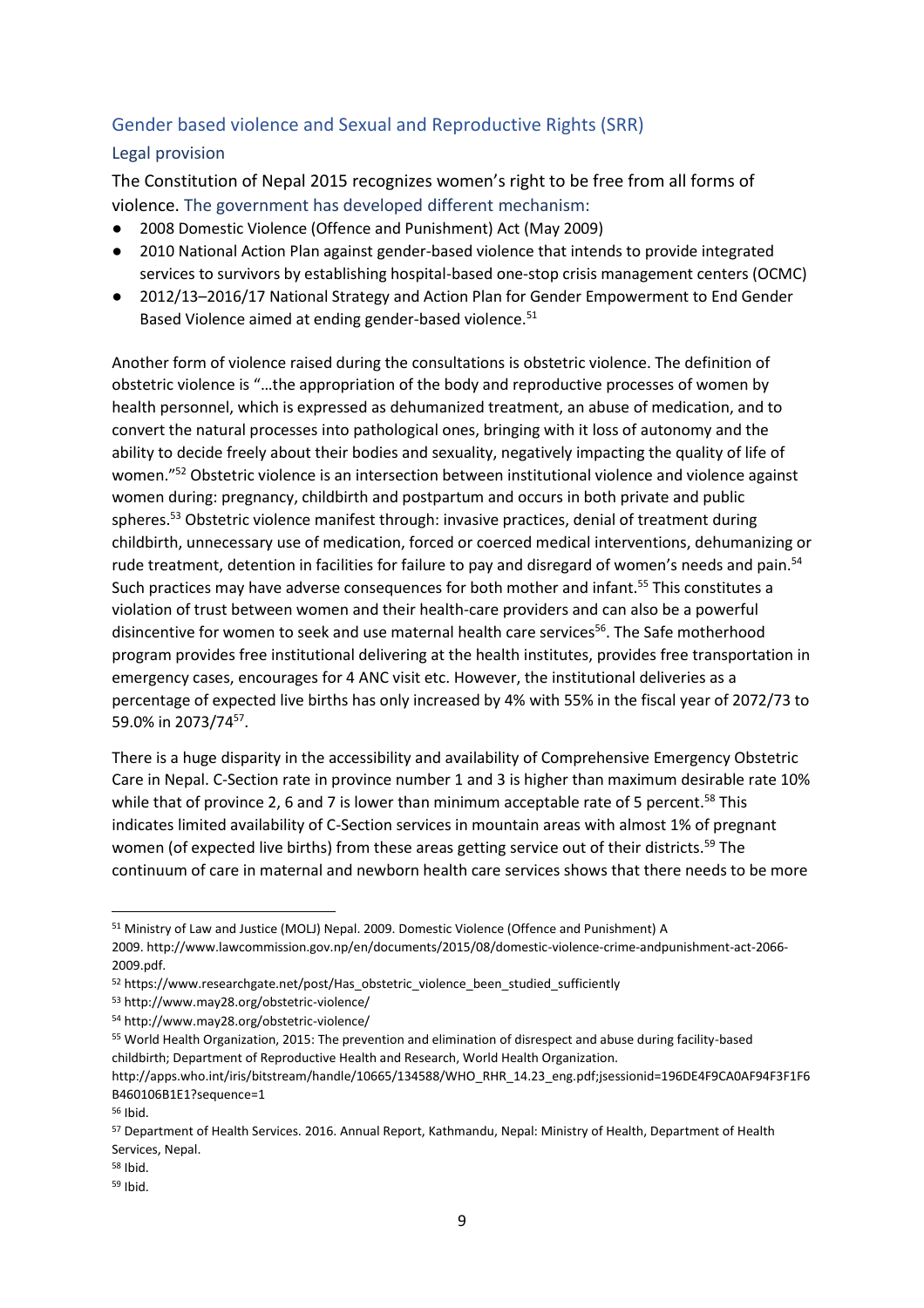## Gender based violence and Sexual and Reproductive Rights (SRR)

### Legal provision

The Constitution of Nepal 2015 recognizes women's right to be free from all forms of violence. The government has developed different mechanism:

- 2008 Domestic Violence (Offence and Punishment) Act (May 2009)
- 2010 National Action Plan against gender-based violence that intends to provide integrated services to survivors by establishing hospital-based one-stop crisis management centers (OCMC)
- 2012/13–2016/17 National Strategy and Action Plan for Gender Empowerment to End Gender Based Violence aimed at ending gender-based violence.[51]

Another form of violence raised during the consultations is obstetric violence. The definition of obstetric violence is "…the appropriation of the body and reproductive processes of women by health personnel, which is expressed as dehumanized treatment, an abuse of medication, and to convert the natural processes into pathological ones, bringing with it loss of autonomy and the ability to decide freely about their bodies and sexuality, negatively impacting the quality of life of women."[52] Obstetric violence is an intersection between institutional violence and violence against women during: pregnancy, childbirth and postpartum and occurs in both private and public spheres.[53] Obstetric violence manifest through: invasive practices, denial of treatment during childbirth, unnecessary use of medication, forced or coerced medical interventions, dehumanizing or rude treatment, detention in facilities for failure to pay and disregard of women's needs and pain.[54] Such practices may have adverse consequences for both mother and infant.[55] This constitutes a violation of trust between women and their health-care providers and can also be a powerful disincentive for women to seek and use maternal health care services[56]. The Safe motherhood program provides free institutional delivering at the health institutes, provides free transportation in emergency cases, encourages for 4 ANC visit etc. However, the institutional deliveries as a percentage of expected live births has only increased by 4% with 55% in the fiscal year of 2072/73 to 59.0% in 2073/74[57].

There is a huge disparity in the accessibility and availability of Comprehensive Emergency Obstetric Care in Nepal. C-Section rate in province number 1 and 3 is higher than maximum desirable rate 10% while that of province 2, 6 and 7 is lower than minimum acceptable rate of 5 percent.[58] This indicates limited availability of C-Section services in mountain areas with almost 1% of pregnant women (of expected live births) from these areas getting service out of their districts.[59] The continuum of care in maternal and newborn health care services shows that there needs to be more

---

[51] Ministry of Law and Justice (MOLJ) Nepal. 2009. Domestic Violence (Offence and Punishment) A 2009. http://www.lawcommission.gov.np/en/documents/2015/08/domestic-violence-crime-andpunishment-act-2066-2009.pdf.

[52] https://www.researchgate.net/post/Has_obstetric_violence_been_studied_sufficiently

[53] http://www.may28.org/obstetric-violence/

[54] http://www.may28.org/obstetric-violence/

[55] World Health Organization, 2015: The prevention and elimination of disrespect and abuse during facility-based childbirth; Department of Reproductive Health and Research, World Health Organization. http://apps.who.int/iris/bitstream/handle/10665/134588/WHO_RHR_14.23_eng.pdf;jsessionid=196DE4F9CA0AF94F3F1F6B460106B1E1?sequence=1

[56] Ibid.

[57] Department of Health Services. 2016. Annual Report, Kathmandu, Nepal: Ministry of Health, Department of Health Services, Nepal.

[58] Ibid.

[59] Ibid.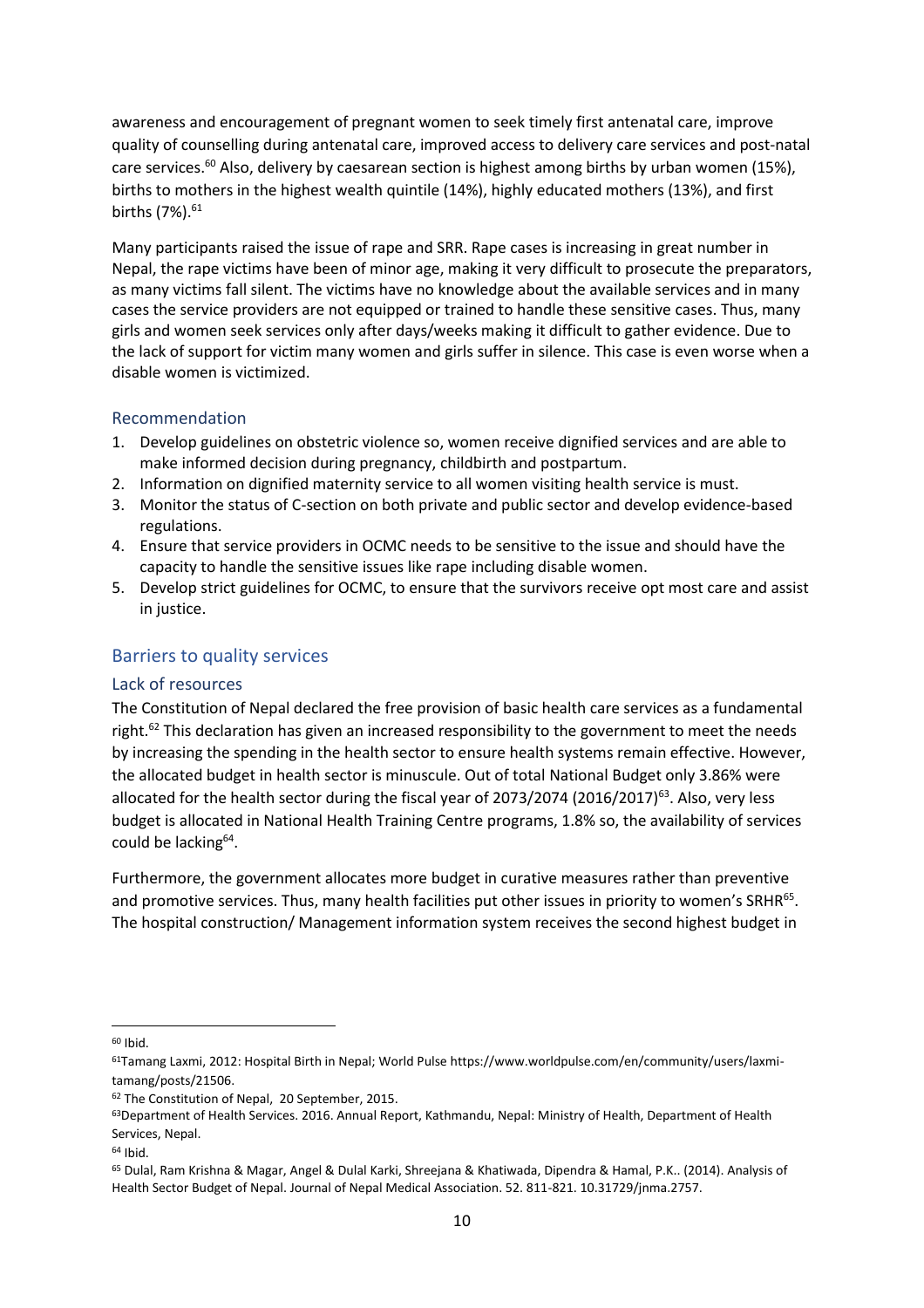awareness and encouragement of pregnant women to seek timely first antenatal care, improve quality of counselling during antenatal care, improved access to delivery care services and post-natal care services.[60] Also, delivery by caesarean section is highest among births by urban women (15%), births to mothers in the highest wealth quintile (14%), highly educated mothers (13%), and first births (7%).[61]

Many participants raised the issue of rape and SRR. Rape cases is increasing in great number in Nepal, the rape victims have been of minor age, making it very difficult to prosecute the preparators, as many victims fall silent. The victims have no knowledge about the available services and in many cases the service providers are not equipped or trained to handle these sensitive cases. Thus, many girls and women seek services only after days/weeks making it difficult to gather evidence. Due to the lack of support for victim many women and girls suffer in silence. This case is even worse when a disable women is victimized.

### Recommendation

1. Develop guidelines on obstetric violence so, women receive dignified services and are able to make informed decision during pregnancy, childbirth and postpartum.
2. Information on dignified maternity service to all women visiting health service is must.
3. Monitor the status of C-section on both private and public sector and develop evidence-based regulations.
4. Ensure that service providers in OCMC needs to be sensitive to the issue and should have the capacity to handle the sensitive issues like rape including disable women.
5. Develop strict guidelines for OCMC, to ensure that the survivors receive opt most care and assist in justice.

## Barriers to quality services

### Lack of resources

The Constitution of Nepal declared the free provision of basic health care services as a fundamental right.[62] This declaration has given an increased responsibility to the government to meet the needs by increasing the spending in the health sector to ensure health systems remain effective. However, the allocated budget in health sector is minuscule. Out of total National Budget only 3.86% were allocated for the health sector during the fiscal year of 2073/2074 (2016/2017)[63]. Also, very less budget is allocated in National Health Training Centre programs, 1.8% so, the availability of services could be lacking[64].

Furthermore, the government allocates more budget in curative measures rather than preventive and promotive services. Thus, many health facilities put other issues in priority to women's SRHR[65]. The hospital construction/ Management information system receives the second highest budget in

---

[60] Ibid.

[61] Tamang Laxmi, 2012: Hospital Birth in Nepal; World Pulse https://www.worldpulse.com/en/community/users/laxmi-tamang/posts/21506.

[62] The Constitution of Nepal, 20 September, 2015.

[63] Department of Health Services. 2016. Annual Report, Kathmandu, Nepal: Ministry of Health, Department of Health Services, Nepal.

[64] Ibid.

[65] Dulal, Ram Krishna & Magar, Angel & Dulal Karki, Shreejana & Khatiwada, Dipendra & Hamal, P.K.. (2014). Analysis of Health Sector Budget of Nepal. Journal of Nepal Medical Association. 52. 811-821. 10.31729/jnma.2757.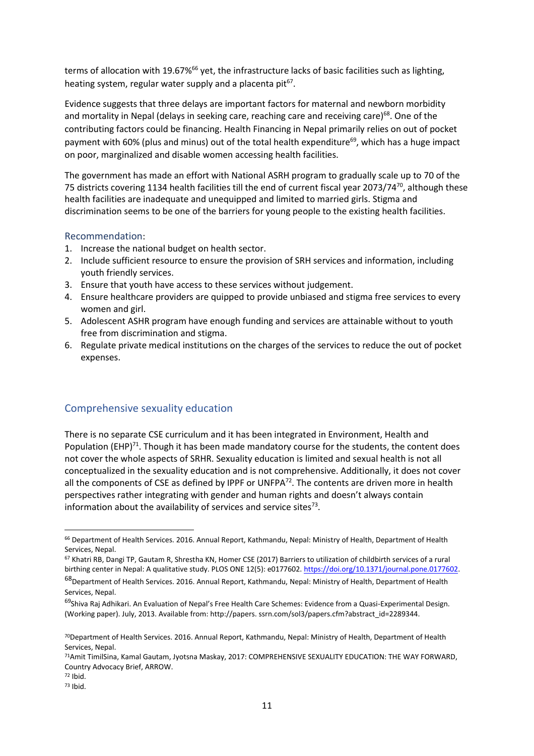terms of allocation with 19.67%[66] yet, the infrastructure lacks of basic facilities such as lighting, heating system, regular water supply and a placenta pit[67].

Evidence suggests that three delays are important factors for maternal and newborn morbidity and mortality in Nepal (delays in seeking care, reaching care and receiving care)[68]. One of the contributing factors could be financing. Health Financing in Nepal primarily relies on out of pocket payment with 60% (plus and minus) out of the total health expenditure[69], which has a huge impact on poor, marginalized and disable women accessing health facilities.

The government has made an effort with National ASRH program to gradually scale up to 70 of the 75 districts covering 1134 health facilities till the end of current fiscal year 2073/74[70], although these health facilities are inadequate and unequipped and limited to married girls. Stigma and discrimination seems to be one of the barriers for young people to the existing health facilities.

### Recommendation:

1. Increase the national budget on health sector.
2. Include sufficient resource to ensure the provision of SRH services and information, including youth friendly services.
3. Ensure that youth have access to these services without judgement.
4. Ensure healthcare providers are quipped to provide unbiased and stigma free services to every women and girl.
5. Adolescent ASHR program have enough funding and services are attainable without to youth free from discrimination and stigma.
6. Regulate private medical institutions on the charges of the services to reduce the out of pocket expenses.

## Comprehensive sexuality education

There is no separate CSE curriculum and it has been integrated in Environment, Health and Population (EHP)[71]. Though it has been made mandatory course for the students, the content does not cover the whole aspects of SRHR. Sexuality education is limited and sexual health is not all conceptualized in the sexuality education and is not comprehensive. Additionally, it does not cover all the components of CSE as defined by IPPF or UNFPA[72]. The contents are driven more in health perspectives rather integrating with gender and human rights and doesn't always contain information about the availability of services and service sites[73].

---

[66] Department of Health Services. 2016. Annual Report, Kathmandu, Nepal: Ministry of Health, Department of Health Services, Nepal.

[67] Khatri RB, Dangi TP, Gautam R, Shrestha KN, Homer CSE (2017) Barriers to utilization of childbirth services of a rural birthing center in Nepal: A qualitative study. PLOS ONE 12(5): e0177602. https://doi.org/10.1371/journal.pone.0177602.

[68] Department of Health Services. 2016. Annual Report, Kathmandu, Nepal: Ministry of Health, Department of Health Services, Nepal.

[69] Shiva Raj Adhikari. An Evaluation of Nepal's Free Health Care Schemes: Evidence from a Quasi-Experimental Design. (Working paper). July, 2013. Available from: http://papers. ssrn.com/sol3/papers.cfm?abstract_id=2289344.

[70] Department of Health Services. 2016. Annual Report, Kathmandu, Nepal: Ministry of Health, Department of Health Services, Nepal.

[71] Amit TimilSina, Kamal Gautam, Jyotsna Maskay, 2017: COMPREHENSIVE SEXUALITY EDUCATION: THE WAY FORWARD, Country Advocacy Brief, ARROW.

[72] Ibid.

[73] Ibid.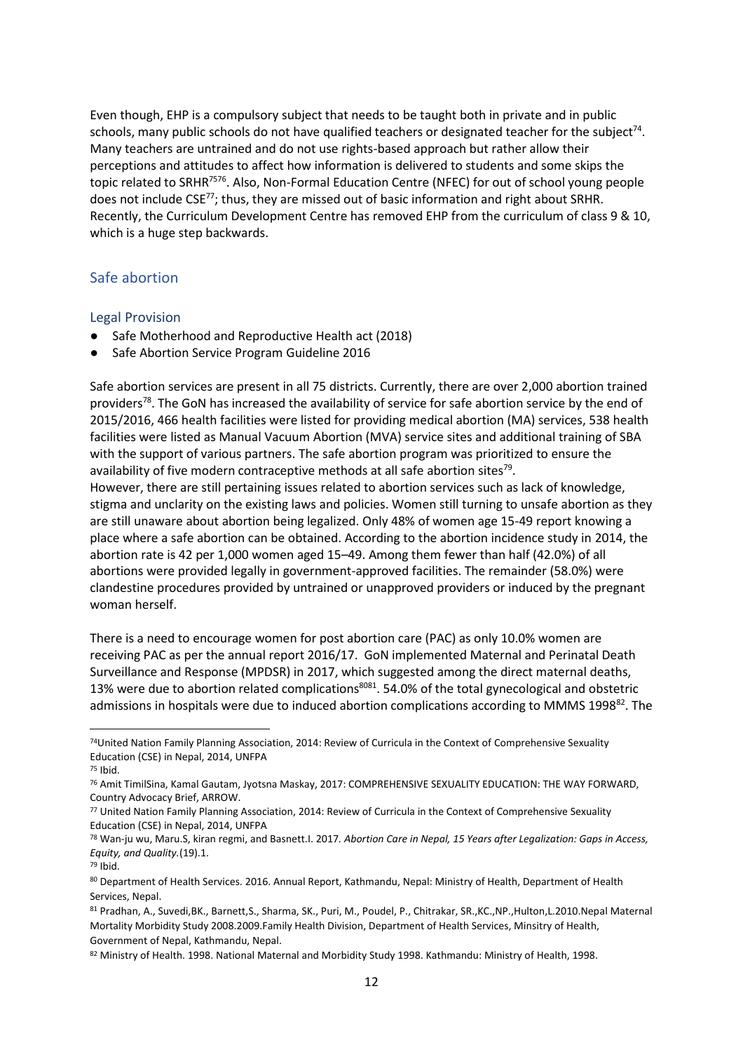Even though, EHP is a compulsory subject that needs to be taught both in private and in public schools, many public schools do not have qualified teachers or designated teacher for the subject[74]. Many teachers are untrained and do not use rights-based approach but rather allow their perceptions and attitudes to affect how information is delivered to students and some skips the topic related to SRHR[75][76]. Also, Non-Formal Education Centre (NFEC) for out of school young people does not include CSE[77]; thus, they are missed out of basic information and right about SRHR. Recently, the Curriculum Development Centre has removed EHP from the curriculum of class 9 & 10, which is a huge step backwards.

## Safe abortion

### Legal Provision

- Safe Motherhood and Reproductive Health act (2018)
- Safe Abortion Service Program Guideline 2016

Safe abortion services are present in all 75 districts. Currently, there are over 2,000 abortion trained providers[78]. The GoN has increased the availability of service for safe abortion service by the end of 2015/2016, 466 health facilities were listed for providing medical abortion (MA) services, 538 health facilities were listed as Manual Vacuum Abortion (MVA) service sites and additional training of SBA with the support of various partners. The safe abortion program was prioritized to ensure the availability of five modern contraceptive methods at all safe abortion sites[79].
However, there are still pertaining issues related to abortion services such as lack of knowledge, stigma and unclarity on the existing laws and policies. Women still turning to unsafe abortion as they are still unaware about abortion being legalized. Only 48% of women age 15-49 report knowing a place where a safe abortion can be obtained. According to the abortion incidence study in 2014, the abortion rate is 42 per 1,000 women aged 15–49. Among them fewer than half (42.0%) of all abortions were provided legally in government-approved facilities. The remainder (58.0%) were clandestine procedures provided by untrained or unapproved providers or induced by the pregnant woman herself.

There is a need to encourage women for post abortion care (PAC) as only 10.0% women are receiving PAC as per the annual report 2016/17. GoN implemented Maternal and Perinatal Death Surveillance and Response (MPDSR) in 2017, which suggested among the direct maternal deaths, 13% were due to abortion related complications[80][81]. 54.0% of the total gynecological and obstetric admissions in hospitals were due to induced abortion complications according to MMMS 1998[82]. The

---

[74] United Nation Family Planning Association, 2014: Review of Curricula in the Context of Comprehensive Sexuality Education (CSE) in Nepal, 2014, UNFPA

[75] Ibid.

[76] Amit TimilSina, Kamal Gautam, Jyotsna Maskay, 2017: COMPREHENSIVE SEXUALITY EDUCATION: THE WAY FORWARD, Country Advocacy Brief, ARROW.

[77] United Nation Family Planning Association, 2014: Review of Curricula in the Context of Comprehensive Sexuality Education (CSE) in Nepal, 2014, UNFPA

[78] Wan-ju wu, Maru.S, kiran regmi, and Basnett.I. 2017. *Abortion Care in Nepal, 15 Years after Legalization: Gaps in Access, Equity, and Quality.*(19).1.

[79] Ibid.

[80] Department of Health Services. 2016. Annual Report, Kathmandu, Nepal: Ministry of Health, Department of Health Services, Nepal.

[81] Pradhan, A., Suvedi,BK., Barnett,S., Sharma, SK., Puri, M., Poudel, P., Chitrakar, SR.,KC.,NP.,Hulton,L.2010.Nepal Maternal Mortality Morbidity Study 2008.2009.Family Health Division, Department of Health Services, Minsitry of Health, Government of Nepal, Kathmandu, Nepal.

[82] Ministry of Health. 1998. National Maternal and Morbidity Study 1998. Kathmandu: Ministry of Health, 1998.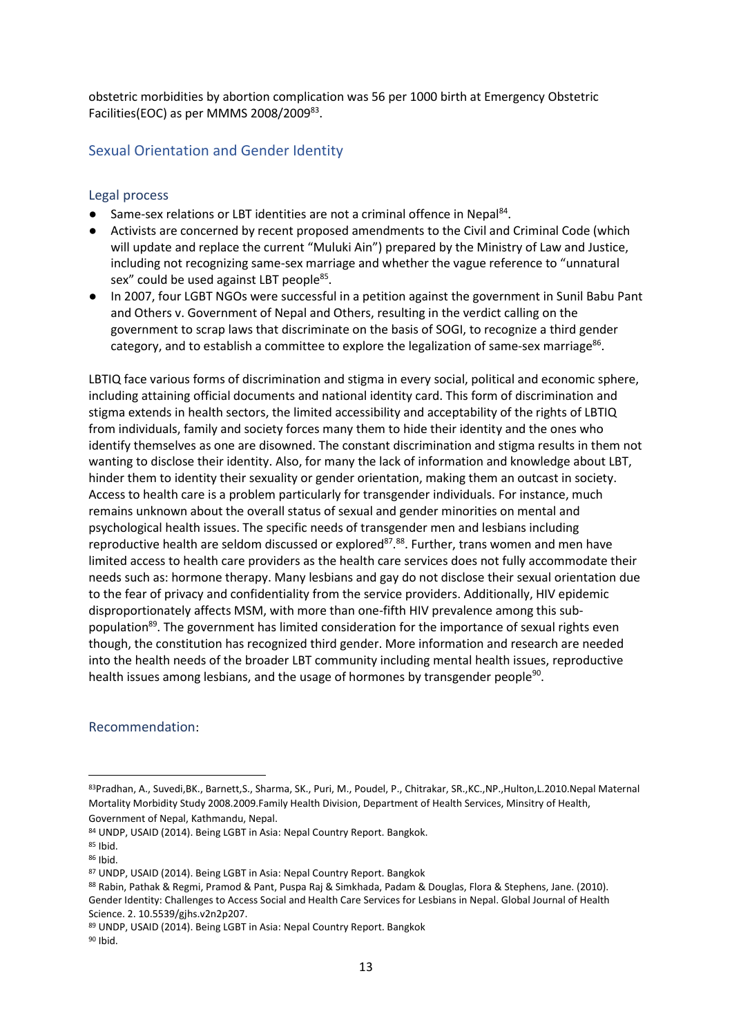obstetric morbidities by abortion complication was 56 per 1000 birth at Emergency Obstetric Facilities(EOC) as per MMMS 2008/2009[83].

## Sexual Orientation and Gender Identity

### Legal process

- Same-sex relations or LBT identities are not a criminal offence in Nepal[84].
- Activists are concerned by recent proposed amendments to the Civil and Criminal Code (which will update and replace the current "Muluki Ain") prepared by the Ministry of Law and Justice, including not recognizing same-sex marriage and whether the vague reference to "unnatural sex" could be used against LBT people[85].
- In 2007, four LGBT NGOs were successful in a petition against the government in Sunil Babu Pant and Others v. Government of Nepal and Others, resulting in the verdict calling on the government to scrap laws that discriminate on the basis of SOGI, to recognize a third gender category, and to establish a committee to explore the legalization of same-sex marriage[86].

LBTIQ face various forms of discrimination and stigma in every social, political and economic sphere, including attaining official documents and national identity card. This form of discrimination and stigma extends in health sectors, the limited accessibility and acceptability of the rights of LBTIQ from individuals, family and society forces many them to hide their identity and the ones who identify themselves as one are disowned. The constant discrimination and stigma results in them not wanting to disclose their identity. Also, for many the lack of information and knowledge about LBT, hinder them to identity their sexuality or gender orientation, making them an outcast in society. Access to health care is a problem particularly for transgender individuals. For instance, much remains unknown about the overall status of sexual and gender minorities on mental and psychological health issues. The specific needs of transgender men and lesbians including reproductive health are seldom discussed or explored[87].[88]. Further, trans women and men have limited access to health care providers as the health care services does not fully accommodate their needs such as: hormone therapy. Many lesbians and gay do not disclose their sexual orientation due to the fear of privacy and confidentiality from the service providers. Additionally, HIV epidemic disproportionately affects MSM, with more than one-fifth HIV prevalence among this sub-population[89]. The government has limited consideration for the importance of sexual rights even though, the constitution has recognized third gender. More information and research are needed into the health needs of the broader LBT community including mental health issues, reproductive health issues among lesbians, and the usage of hormones by transgender people[90].

### Recommendation:

---

[83] Pradhan, A., Suvedi,BK., Barnett,S., Sharma, SK., Puri, M., Poudel, P., Chitrakar, SR.,KC.,NP.,Hulton,L.2010.Nepal Maternal Mortality Morbidity Study 2008.2009.Family Health Division, Department of Health Services, Minsitry of Health, Government of Nepal, Kathmandu, Nepal.

[84] UNDP, USAID (2014). Being LGBT in Asia: Nepal Country Report. Bangkok.

[85] Ibid.

[86] Ibid.

[87] UNDP, USAID (2014). Being LGBT in Asia: Nepal Country Report. Bangkok

[88] Rabin, Pathak & Regmi, Pramod & Pant, Puspa Raj & Simkhada, Padam & Douglas, Flora & Stephens, Jane. (2010). Gender Identity: Challenges to Access Social and Health Care Services for Lesbians in Nepal. Global Journal of Health Science. 2. 10.5539/gjhs.v2n2p207.

[89] UNDP, USAID (2014). Being LGBT in Asia: Nepal Country Report. Bangkok

[90] Ibid.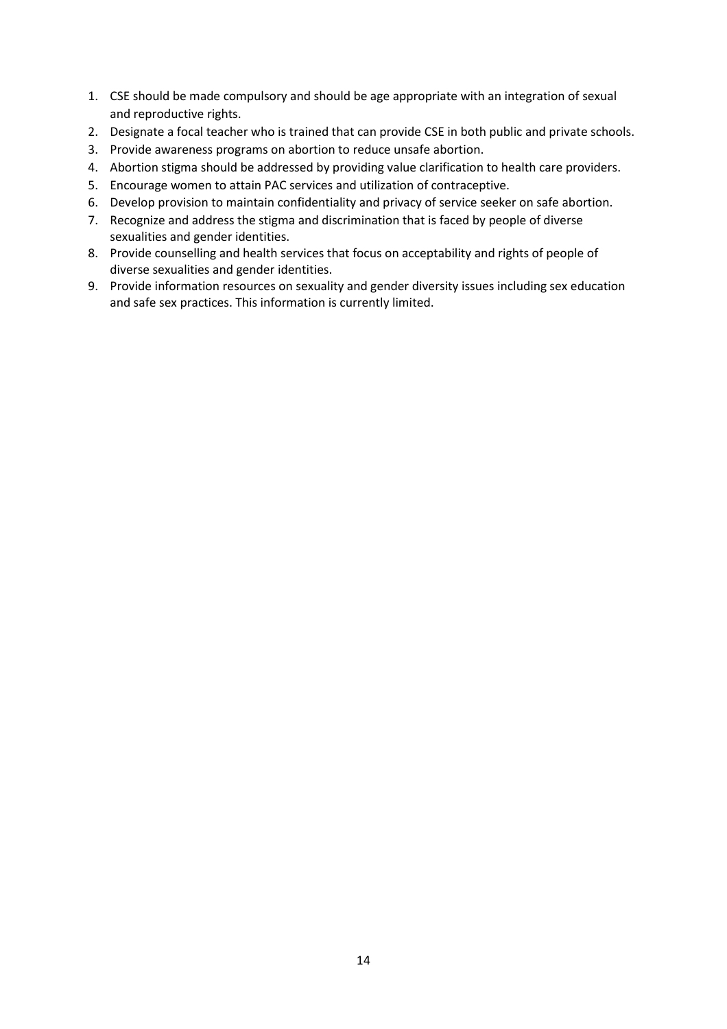1. CSE should be made compulsory and should be age appropriate with an integration of sexual and reproductive rights.
2. Designate a focal teacher who is trained that can provide CSE in both public and private schools.
3. Provide awareness programs on abortion to reduce unsafe abortion.
4. Abortion stigma should be addressed by providing value clarification to health care providers.
5. Encourage women to attain PAC services and utilization of contraceptive.
6. Develop provision to maintain confidentiality and privacy of service seeker on safe abortion.
7. Recognize and address the stigma and discrimination that is faced by people of diverse sexualities and gender identities.
8. Provide counselling and health services that focus on acceptability and rights of people of diverse sexualities and gender identities.
9. Provide information resources on sexuality and gender diversity issues including sex education and safe sex practices. This information is currently limited.